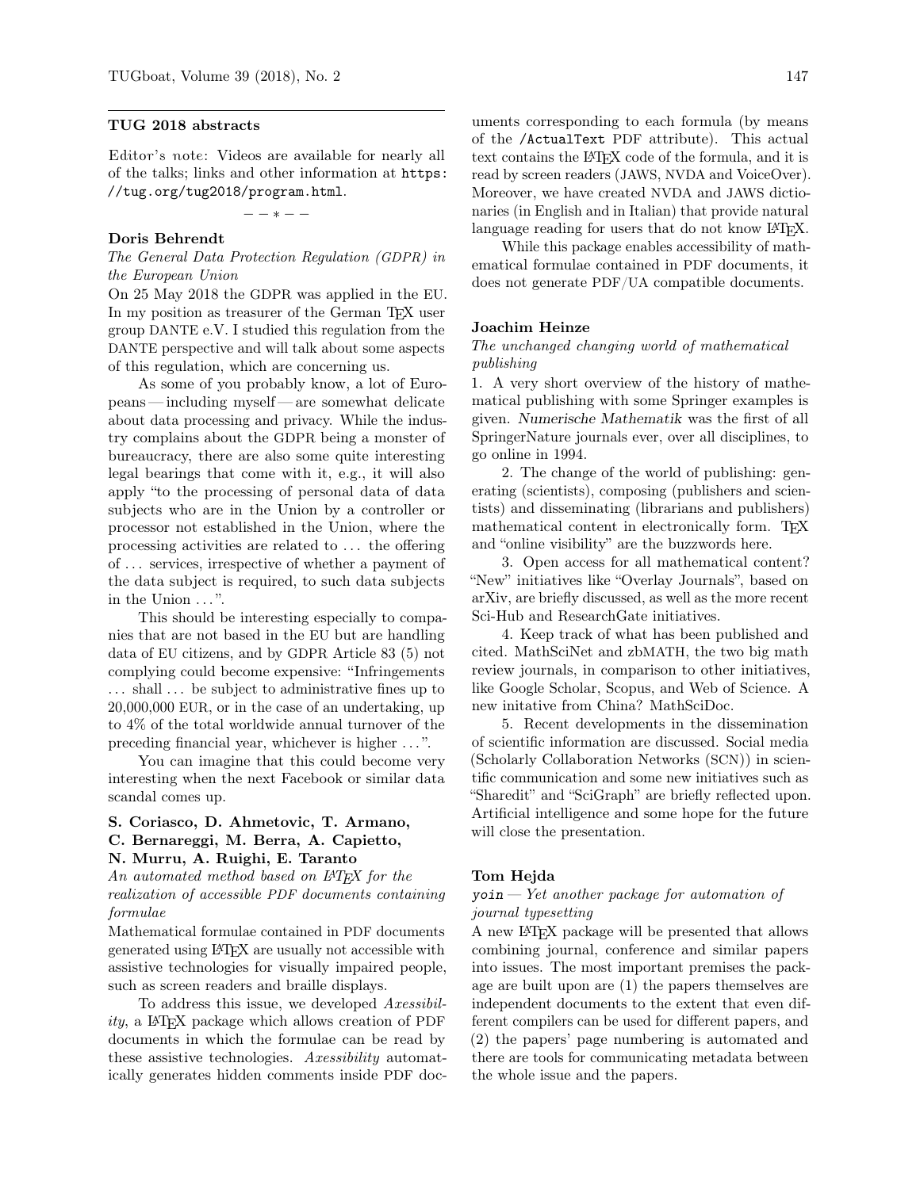## TUG 2018 abstracts

Editor's note: Videos are available for nearly all of the talks; links and other information at https://tug.org/tug2018/program.html.

– – ∗ – –

### Doris Behrendt

*The General Data Protection Regulation (GDPR) in the European Union*

On 25 May 2018 the GDPR was applied in the EU. In my position as treasurer of the German TEX user group DANTE e.V. I studied this regulation from the DANTE perspective and will talk about some aspects of this regulation, which are concerning us.

As some of you probably know, a lot of Europeans — including myself — are somewhat delicate about data processing and privacy. While the industry complains about the GDPR being a monster of bureaucracy, there are also some quite interesting legal bearings that come with it, e.g., it will also apply "to the processing of personal data of data subjects who are in the Union by a controller or processor not established in the Union, where the processing activities are related to ... the offering of ... services, irrespective of whether a payment of the data subject is required, to such data subjects in the Union ...".

This should be interesting especially to companies that are not based in the EU but are handling data of EU citizens, and by GDPR Article 83 (5) not complying could become expensive: "Infringements ... shall ... be subject to administrative fines up to 20,000,000 EUR, or in the case of an undertaking, up to 4% of the total worldwide annual turnover of the preceding financial year, whichever is higher ...".

You can imagine that this could become very interesting when the next Facebook or similar data scandal comes up.

### S. Coriasco, D. Ahmetovic, T. Armano, C. Bernareggi, M. Berra, A. Capietto, N. Murru, A. Ruighi, E. Taranto

*An automated method based on LATEX for the realization of accessible PDF documents containing formulae*

Mathematical formulae contained in PDF documents generated using LATEX are usually not accessible with assistive technologies for visually impaired people, such as screen readers and braille displays.

To address this issue, we developed *Axessibility*, a LATEX package which allows creation of PDF documents in which the formulae can be read by these assistive technologies. *Axessibility* automatically generates hidden comments inside PDF documents corresponding to each formula (by means of the `/ActualText` PDF attribute). This actual text contains the LATEX code of the formula, and it is read by screen readers (JAWS, NVDA and VoiceOver). Moreover, we have created NVDA and JAWS dictionaries (in English and in Italian) that provide natural language reading for users that do not know LATEX.

While this package enables accessibility of mathematical formulae contained in PDF documents, it does not generate PDF/UA compatible documents.

### Joachim Heinze

*The unchanged changing world of mathematical publishing*

1. A very short overview of the history of mathematical publishing with some Springer examples is given. Numerische Mathematik was the first of all SpringerNature journals ever, over all disciplines, to go online in 1994.

2. The change of the world of publishing: generating (scientists), composing (publishers and scientists) and disseminating (librarians and publishers) mathematical content in electronically form. TEX and "online visibility" are the buzzwords here.

3. Open access for all mathematical content? "New" initiatives like "Overlay Journals", based on arXiv, are briefly discussed, as well as the more recent Sci-Hub and ResearchGate initiatives.

4. Keep track of what has been published and cited. MathSciNet and zbMATH, the two big math review journals, in comparison to other initiatives, like Google Scholar, Scopus, and Web of Science. A new initative from China? MathSciDoc.

5. Recent developments in the dissemination of scientific information are discussed. Social media (Scholarly Collaboration Networks (SCN)) in scientific communication and some new initiatives such as "Sharedit" and "SciGraph" are briefly reflected upon. Artificial intelligence and some hope for the future will close the presentation.

### Tom Hejda

*`yoin` — Yet another package for automation of journal typesetting*

A new LATEX package will be presented that allows combining journal, conference and similar papers into issues. The most important premises the package are built upon are (1) the papers themselves are independent documents to the extent that even different compilers can be used for different papers, and (2) the papers' page numbering is automated and there are tools for communicating metadata between the whole issue and the papers.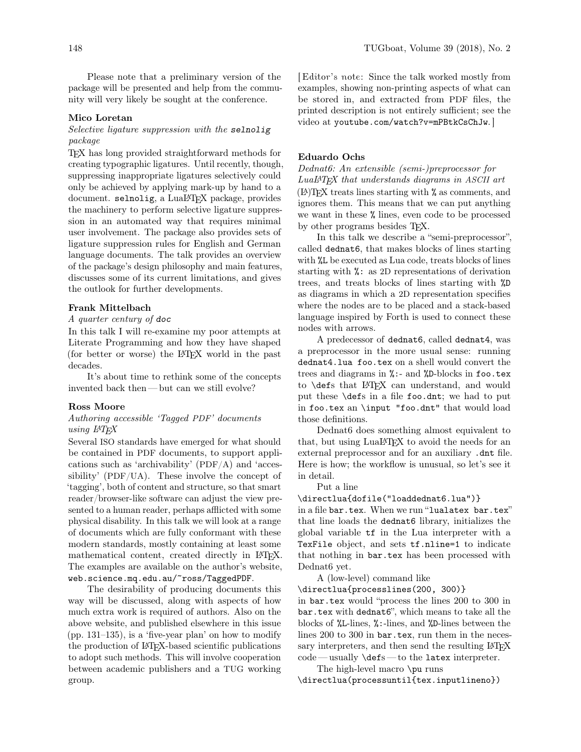Please note that a preliminary version of the package will be presented and help from the community will very likely be sought at the conference.

### Mico Loretan

*Selective ligature suppression with the `selnolig` package*

TeX has long provided straightforward methods for creating typographic ligatures. Until recently, though, suppressing inappropriate ligatures selectively could only be achieved by applying mark-up by hand to a document. `selnolig`, a LuaLaTeX package, provides the machinery to perform selective ligature suppression in an automated way that requires minimal user involvement. The package also provides sets of ligature suppression rules for English and German language documents. The talk provides an overview of the package's design philosophy and main features, discusses some of its current limitations, and gives the outlook for further developments.

### Frank Mittelbach

*A quarter century of `doc`*

In this talk I will re-examine my poor attempts at Literate Programming and how they have shaped (for better or worse) the LaTeX world in the past decades.

It's about time to rethink some of the concepts invented back then — but can we still evolve?

### Ross Moore

*Authoring accessible 'Tagged PDF' documents using LaTeX*

Several ISO standards have emerged for what should be contained in PDF documents, to support applications such as 'archivability' (PDF/A) and 'accessibility' (PDF/UA). These involve the concept of 'tagging', both of content and structure, so that smart reader/browser-like software can adjust the view presented to a human reader, perhaps afflicted with some physical disability. In this talk we will look at a range of documents which are fully conformant with these modern standards, mostly containing at least some mathematical content, created directly in LaTeX. The examples are available on the author's website, `web.science.mq.edu.au/~ross/TaggedPDF`.

The desirability of producing documents this way will be discussed, along with aspects of how much extra work is required of authors. Also on the above website, and published elsewhere in this issue (pp. 131–135), is a 'five-year plan' on how to modify the production of LaTeX-based scientific publications to adopt such methods. This will involve cooperation between academic publishers and a TUG working group.

[*Editor's note:* Since the talk worked mostly from examples, showing non-printing aspects of what can be stored in, and extracted from PDF files, the printed description is not entirely sufficient; see the video at `youtube.com/watch?v=mPBtkCsChJw`.]

### Eduardo Ochs

*Dednat6: An extensible (semi-)preprocessor for LuaLaTeX that understands diagrams in ASCII art*

(La)TeX treats lines starting with `%` as comments, and ignores them. This means that we can put anything we want in these `%` lines, even code to be processed by other programs besides TeX.

In this talk we describe a "semi-preprocessor", called `dednat6`, that makes blocks of lines starting with `%L` be executed as Lua code, treats blocks of lines starting with `%:` as 2D representations of derivation trees, and treats blocks of lines starting with `%D` as diagrams in which a 2D representation specifies where the nodes are to be placed and a stack-based language inspired by Forth is used to connect these nodes with arrows.

A predecessor of `dednat6`, called `dednat4`, was a preprocessor in the more usual sense: running `dednat4.lua foo.tex` on a shell would convert the trees and diagrams in `%:`- and `%D`-blocks in `foo.tex` to `\def`s that LaTeX can understand, and would put these `\def`s in a file `foo.dnt`; we had to put in `foo.tex` an `\input "foo.dnt"` that would load those definitions.

Dednat6 does something almost equivalent to that, but using LuaLaTeX to avoid the needs for an external preprocessor and for an auxiliary `.dnt` file. Here is how; the workflow is unusual, so let's see it in detail.

Put a line

`\directlua{dofile("loaddednat6.lua")}`

in a file `bar.tex`. When we run "`lualatex bar.tex`" that line loads the `dednat6` library, initializes the global variable `tf` in the Lua interpreter with a `TexFile` object, and sets `tf.nline=1` to indicate that nothing in `bar.tex` has been processed with Dednat6 yet.

A (low-level) command like

`\directlua{processlines(200, 300)}`

in `bar.tex` would "process the lines 200 to 300 in `bar.tex` with `dednat6`", which means to take all the blocks of `%L`-lines, `%:`-lines, and `%D`-lines between the lines 200 to 300 in `bar.tex`, run them in the necessary interpreters, and then send the resulting LaTeX code — usually `\def`s — to the `latex` interpreter.

The high-level macro `\pu` runs

`\directlua(processuntil{tex.inputlineno})`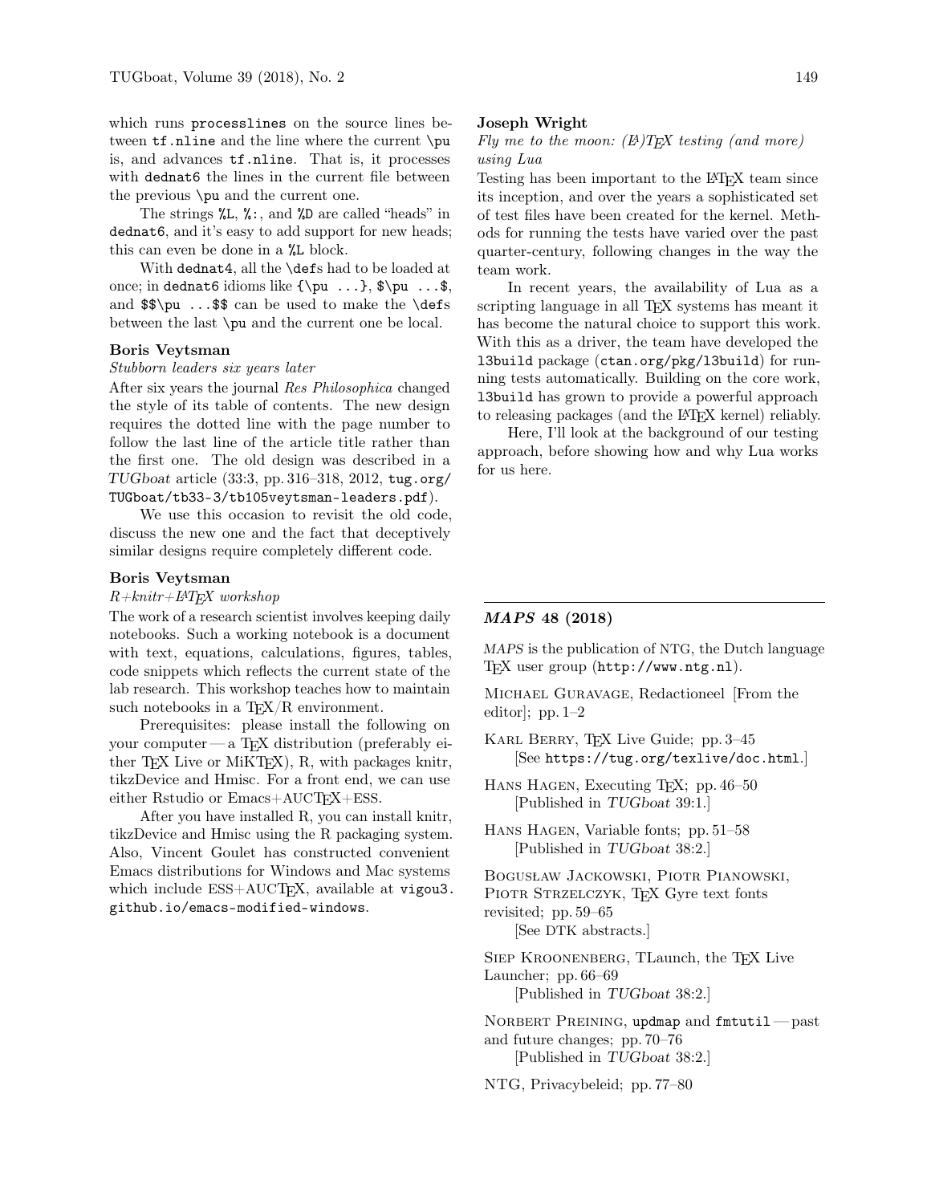which runs `processlines` on the source lines between `tf.nline` and the line where the current `\pu` is, and advances `tf.nline`. That is, it processes with `dednat6` the lines in the current file between the previous `\pu` and the current one.

The strings `%L`, `%:`, and `%D` are called "heads" in `dednat6`, and it's easy to add support for new heads; this can even be done in a `%L` block.

With `dednat4`, all the `\def`s had to be loaded at once; in `dednat6` idioms like `{\pu ...}`, `$\pu ...$`, and `$$\pu ...$$` can be used to make the `\def`s between the last `\pu` and the current one be local.

**Boris Veytsman**

*Stubborn leaders six years later*

After six years the journal *Res Philosophica* changed the style of its table of contents. The new design requires the dotted line with the page number to follow the last line of the article title rather than the first one. The old design was described in a *TUGboat* article (33:3, pp. 316–318, 2012, `tug.org/TUGboat/tb33-3/tb105veytsman-leaders.pdf`).

We use this occasion to revisit the old code, discuss the new one and the fact that deceptively similar designs require completely different code.

**Boris Veytsman**

*R+knitr+LaTeX workshop*

The work of a research scientist involves keeping daily notebooks. Such a working notebook is a document with text, equations, calculations, figures, tables, code snippets which reflects the current state of the lab research. This workshop teaches how to maintain such notebooks in a TeX/R environment.

Prerequisites: please install the following on your computer — a TeX distribution (preferably either TeX Live or MiKTeX), R, with packages knitr, tikzDevice and Hmisc. For a front end, we can use either Rstudio or Emacs+AUCTeX+ESS.

After you have installed R, you can install knitr, tikzDevice and Hmisc using the R packaging system. Also, Vincent Goulet has constructed convenient Emacs distributions for Windows and Mac systems which include ESS+AUCTeX, available at `vigou3.github.io/emacs-modified-windows`.

**Joseph Wright**

*Fly me to the moon: (La)TeX testing (and more) using Lua*

Testing has been important to the LaTeX team since its inception, and over the years a sophisticated set of test files have been created for the kernel. Methods for running the tests have varied over the past quarter-century, following changes in the way the team work.

In recent years, the availability of Lua as a scripting language in all TeX systems has meant it has become the natural choice to support this work. With this as a driver, the team have developed the `l3build` package (`ctan.org/pkg/l3build`) for running tests automatically. Building on the core work, `l3build` has grown to provide a powerful approach to releasing packages (and the LaTeX kernel) reliably.

Here, I'll look at the background of our testing approach, before showing how and why Lua works for us here.

## *MAPS* 48 (2018)

*MAPS* is the publication of NTG, the Dutch language TeX user group (`http://www.ntg.nl`).

Michael Guravage, Redactioneel [From the editor]; pp. 1–2

Karl Berry, TeX Live Guide; pp. 3–45
[See `https://tug.org/texlive/doc.html`.]

Hans Hagen, Executing TeX; pp. 46–50
[Published in *TUGboat* 39:1.]

Hans Hagen, Variable fonts; pp. 51–58
[Published in *TUGboat* 38:2.]

Bogusław Jackowski, Piotr Pianowski, Piotr Strzelczyk, TeX Gyre text fonts revisited; pp. 59–65
[See DTK abstracts.]

Siep Kroonenberg, TLaunch, the TeX Live Launcher; pp. 66–69
[Published in *TUGboat* 38:2.]

Norbert Preining, `updmap` and `fmtutil` — past and future changes; pp. 70–76
[Published in *TUGboat* 38:2.]

NTG, Privacybeleid; pp. 77–80